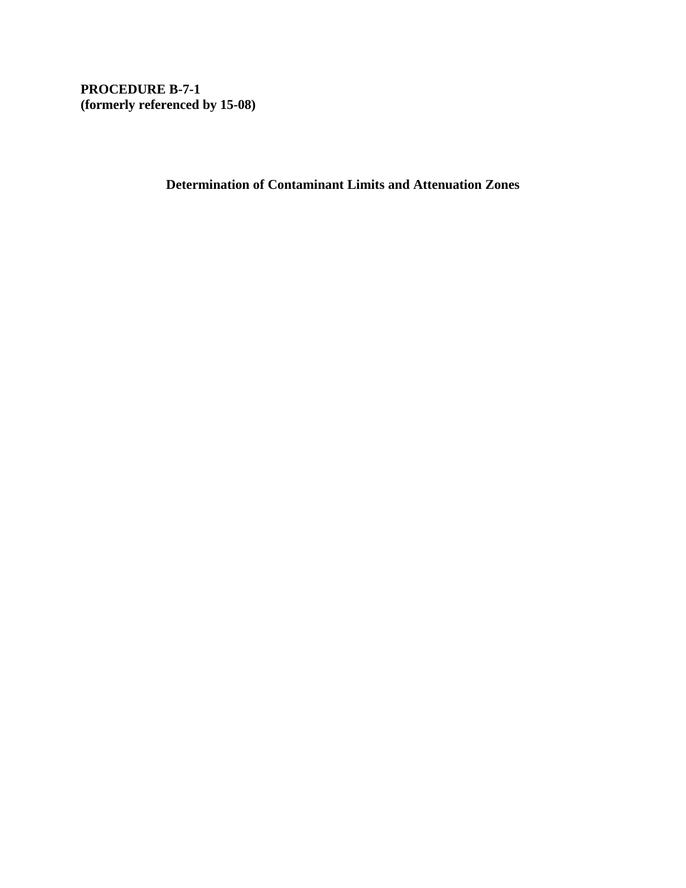**PROCEDURE B-7-1**
**(formerly referenced by 15-08)**

# Determination of Contaminant Limits and Attenuation Zones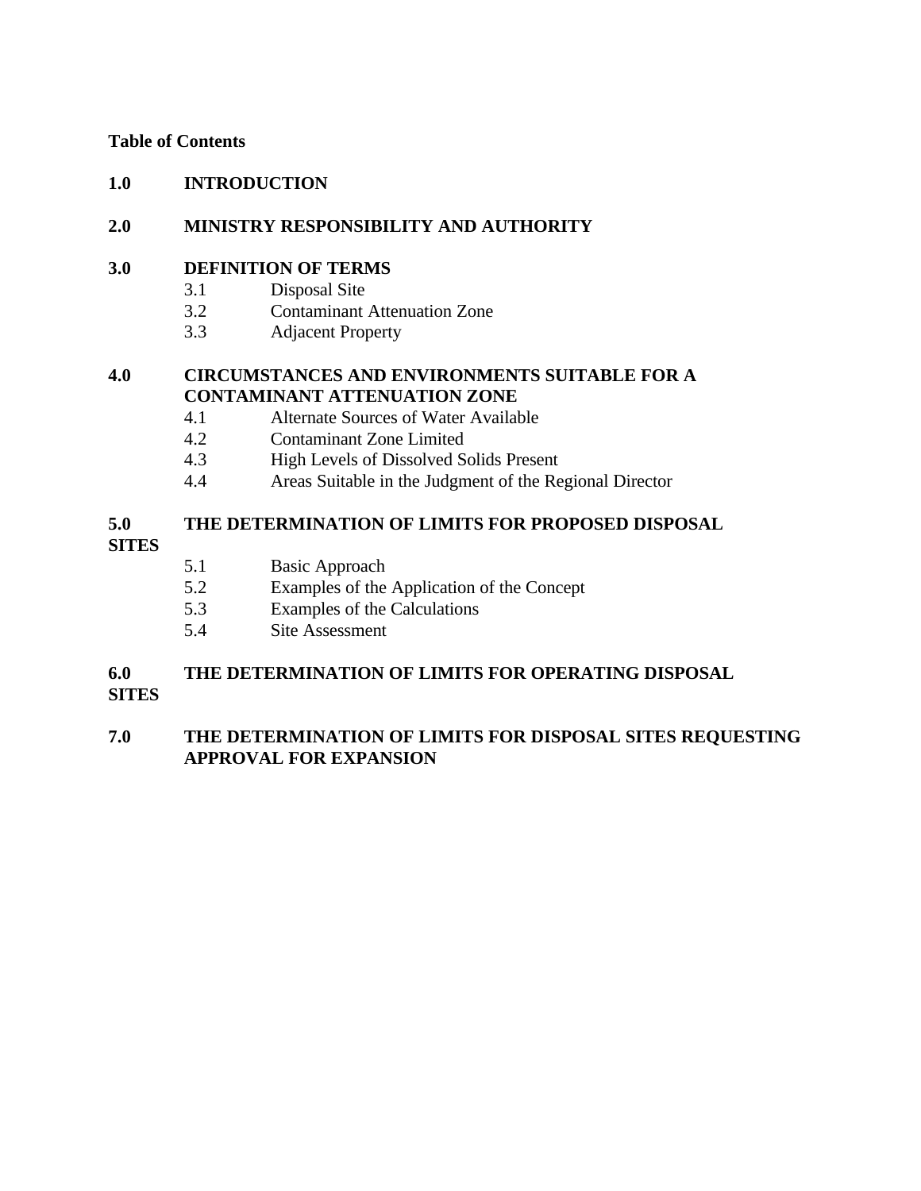**Table of Contents**

**1.0 INTRODUCTION**

**2.0 MINISTRY RESPONSIBILITY AND AUTHORITY**

**3.0 DEFINITION OF TERMS**

- 3.1 Disposal Site
- 3.2 Contaminant Attenuation Zone
- 3.3 Adjacent Property

**4.0 CIRCUMSTANCES AND ENVIRONMENTS SUITABLE FOR A CONTAMINANT ATTENUATION ZONE**

- 4.1 Alternate Sources of Water Available
- 4.2 Contaminant Zone Limited
- 4.3 High Levels of Dissolved Solids Present
- 4.4 Areas Suitable in the Judgment of the Regional Director

**5.0 THE DETERMINATION OF LIMITS FOR PROPOSED DISPOSAL SITES**

- 5.1 Basic Approach
- 5.2 Examples of the Application of the Concept
- 5.3 Examples of the Calculations
- 5.4 Site Assessment

**6.0 THE DETERMINATION OF LIMITS FOR OPERATING DISPOSAL SITES**

**7.0 THE DETERMINATION OF LIMITS FOR DISPOSAL SITES REQUESTING APPROVAL FOR EXPANSION**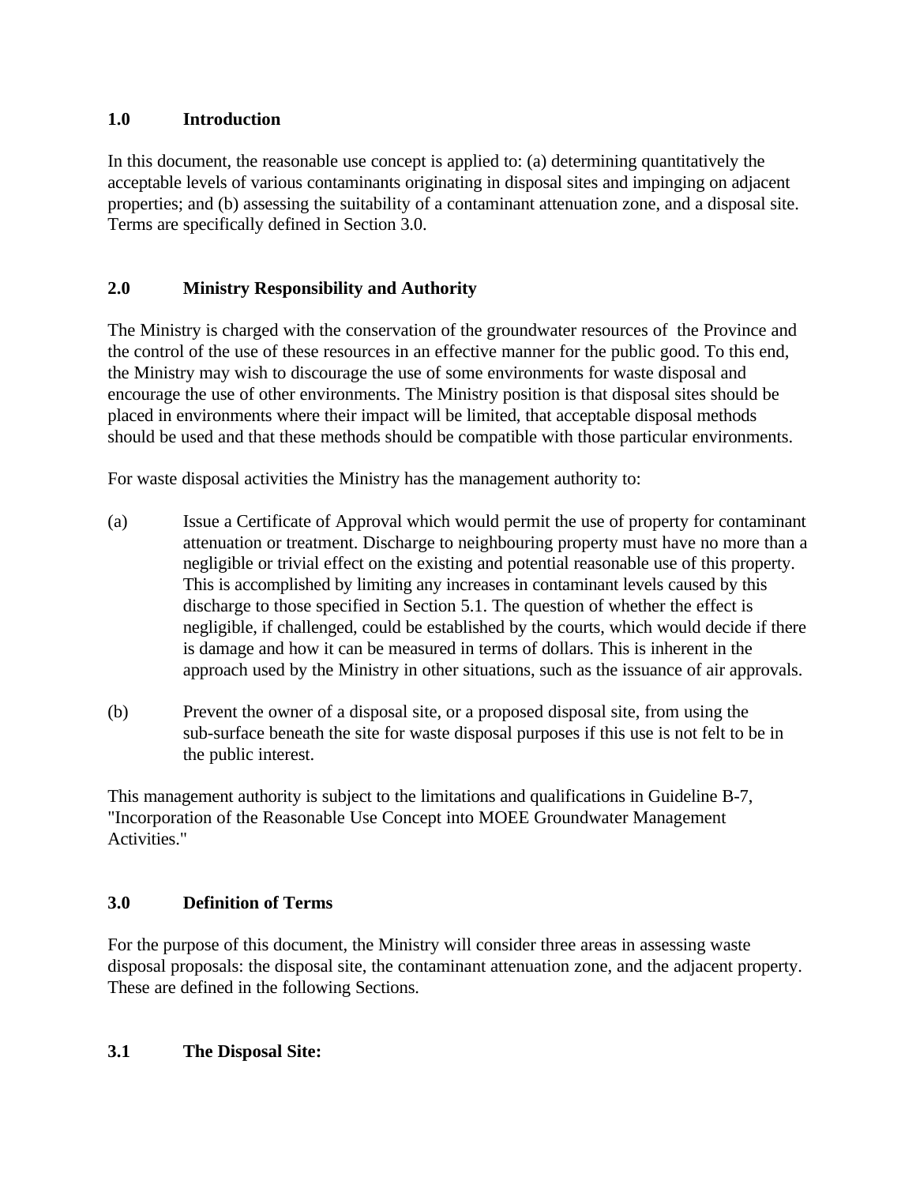## 1.0 Introduction

In this document, the reasonable use concept is applied to: (a) determining quantitatively the acceptable levels of various contaminants originating in disposal sites and impinging on adjacent properties; and (b) assessing the suitability of a contaminant attenuation zone, and a disposal site. Terms are specifically defined in Section 3.0.

## 2.0 Ministry Responsibility and Authority

The Ministry is charged with the conservation of the groundwater resources of the Province and the control of the use of these resources in an effective manner for the public good. To this end, the Ministry may wish to discourage the use of some environments for waste disposal and encourage the use of other environments. The Ministry position is that disposal sites should be placed in environments where their impact will be limited, that acceptable disposal methods should be used and that these methods should be compatible with those particular environments.

For waste disposal activities the Ministry has the management authority to:

(a) Issue a Certificate of Approval which would permit the use of property for contaminant attenuation or treatment. Discharge to neighbouring property must have no more than a negligible or trivial effect on the existing and potential reasonable use of this property. This is accomplished by limiting any increases in contaminant levels caused by this discharge to those specified in Section 5.1. The question of whether the effect is negligible, if challenged, could be established by the courts, which would decide if there is damage and how it can be measured in terms of dollars. This is inherent in the approach used by the Ministry in other situations, such as the issuance of air approvals.

(b) Prevent the owner of a disposal site, or a proposed disposal site, from using the sub-surface beneath the site for waste disposal purposes if this use is not felt to be in the public interest.

This management authority is subject to the limitations and qualifications in Guideline B-7, "Incorporation of the Reasonable Use Concept into MOEE Groundwater Management Activities."

## 3.0 Definition of Terms

For the purpose of this document, the Ministry will consider three areas in assessing waste disposal proposals: the disposal site, the contaminant attenuation zone, and the adjacent property. These are defined in the following Sections.

### 3.1 The Disposal Site: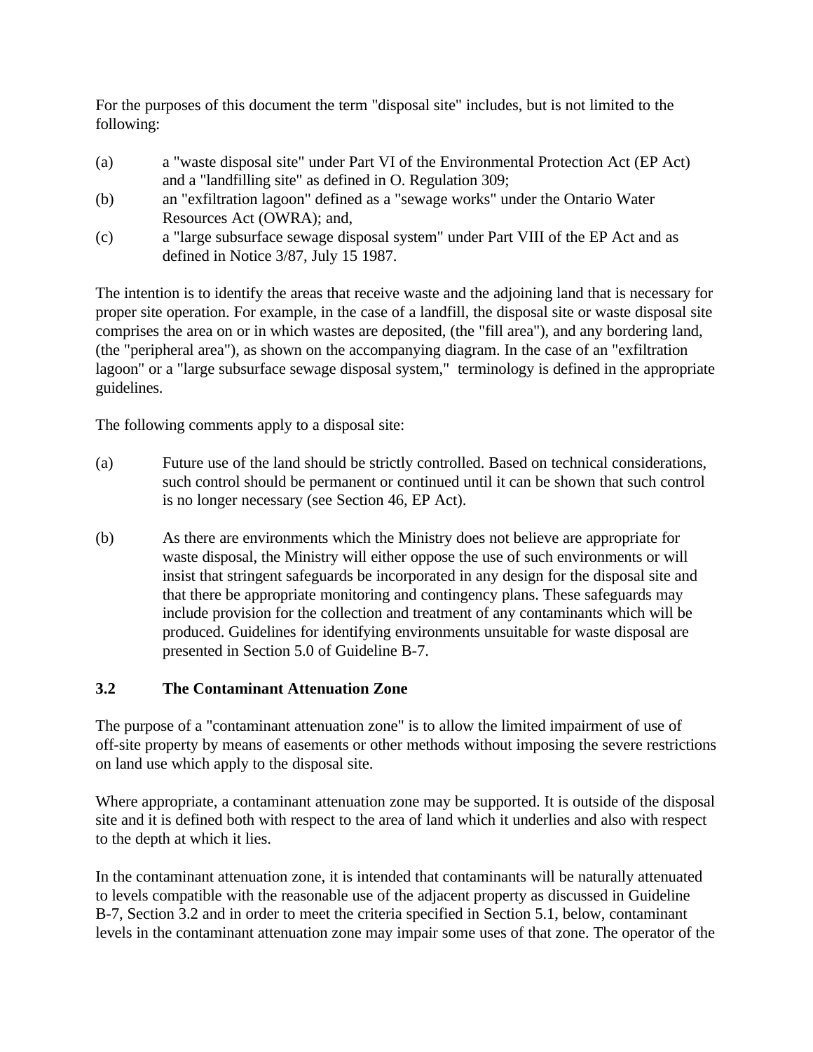For the purposes of this document the term "disposal site" includes, but is not limited to the following:

(a) a "waste disposal site" under Part VI of the Environmental Protection Act (EP Act) and a "landfilling site" as defined in O. Regulation 309;

(b) an "exfiltration lagoon" defined as a "sewage works" under the Ontario Water Resources Act (OWRA); and,

(c) a "large subsurface sewage disposal system" under Part VIII of the EP Act and as defined in Notice 3/87, July 15 1987.

The intention is to identify the areas that receive waste and the adjoining land that is necessary for proper site operation. For example, in the case of a landfill, the disposal site or waste disposal site comprises the area on or in which wastes are deposited, (the "fill area"), and any bordering land, (the "peripheral area"), as shown on the accompanying diagram. In the case of an "exfiltration lagoon" or a "large subsurface sewage disposal system," terminology is defined in the appropriate guidelines.

The following comments apply to a disposal site:

(a) Future use of the land should be strictly controlled. Based on technical considerations, such control should be permanent or continued until it can be shown that such control is no longer necessary (see Section 46, EP Act).

(b) As there are environments which the Ministry does not believe are appropriate for waste disposal, the Ministry will either oppose the use of such environments or will insist that stringent safeguards be incorporated in any design for the disposal site and that there be appropriate monitoring and contingency plans. These safeguards may include provision for the collection and treatment of any contaminants which will be produced. Guidelines for identifying environments unsuitable for waste disposal are presented in Section 5.0 of Guideline B-7.

### 3.2 The Contaminant Attenuation Zone

The purpose of a "contaminant attenuation zone" is to allow the limited impairment of use of off-site property by means of easements or other methods without imposing the severe restrictions on land use which apply to the disposal site.

Where appropriate, a contaminant attenuation zone may be supported. It is outside of the disposal site and it is defined both with respect to the area of land which it underlies and also with respect to the depth at which it lies.

In the contaminant attenuation zone, it is intended that contaminants will be naturally attenuated to levels compatible with the reasonable use of the adjacent property as discussed in Guideline B-7, Section 3.2 and in order to meet the criteria specified in Section 5.1, below, contaminant levels in the contaminant attenuation zone may impair some uses of that zone. The operator of the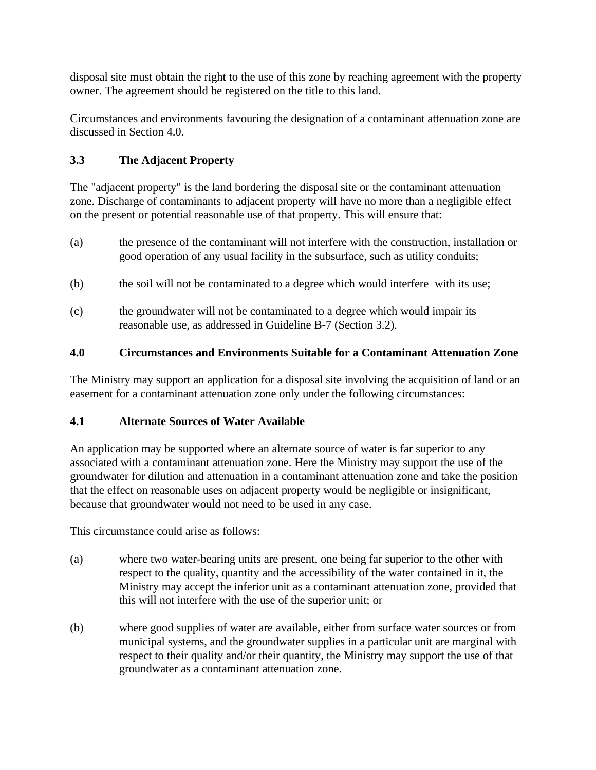disposal site must obtain the right to the use of this zone by reaching agreement with the property owner. The agreement should be registered on the title to this land.

Circumstances and environments favouring the designation of a contaminant attenuation zone are discussed in Section 4.0.

### 3.3 The Adjacent Property

The "adjacent property" is the land bordering the disposal site or the contaminant attenuation zone. Discharge of contaminants to adjacent property will have no more than a negligible effect on the present or potential reasonable use of that property. This will ensure that:

(a) the presence of the contaminant will not interfere with the construction, installation or good operation of any usual facility in the subsurface, such as utility conduits;

(b) the soil will not be contaminated to a degree which would interfere with its use;

(c) the groundwater will not be contaminated to a degree which would impair its reasonable use, as addressed in Guideline B-7 (Section 3.2).

## 4.0 Circumstances and Environments Suitable for a Contaminant Attenuation Zone

The Ministry may support an application for a disposal site involving the acquisition of land or an easement for a contaminant attenuation zone only under the following circumstances:

### 4.1 Alternate Sources of Water Available

An application may be supported where an alternate source of water is far superior to any associated with a contaminant attenuation zone. Here the Ministry may support the use of the groundwater for dilution and attenuation in a contaminant attenuation zone and take the position that the effect on reasonable uses on adjacent property would be negligible or insignificant, because that groundwater would not need to be used in any case.

This circumstance could arise as follows:

(a) where two water-bearing units are present, one being far superior to the other with respect to the quality, quantity and the accessibility of the water contained in it, the Ministry may accept the inferior unit as a contaminant attenuation zone, provided that this will not interfere with the use of the superior unit; or

(b) where good supplies of water are available, either from surface water sources or from municipal systems, and the groundwater supplies in a particular unit are marginal with respect to their quality and/or their quantity, the Ministry may support the use of that groundwater as a contaminant attenuation zone.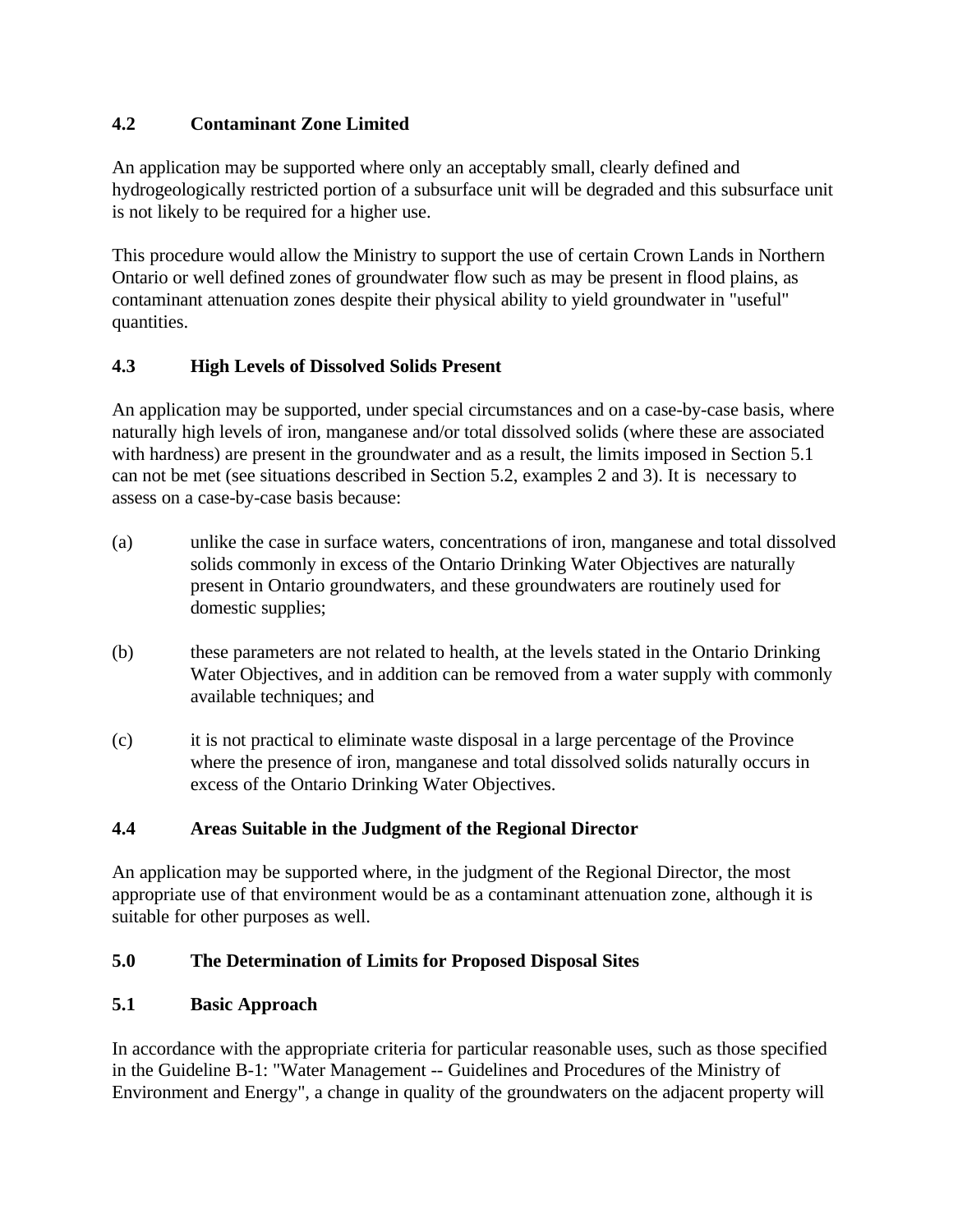### 4.2 Contaminant Zone Limited

An application may be supported where only an acceptably small, clearly defined and hydrogeologically restricted portion of a subsurface unit will be degraded and this subsurface unit is not likely to be required for a higher use.

This procedure would allow the Ministry to support the use of certain Crown Lands in Northern Ontario or well defined zones of groundwater flow such as may be present in flood plains, as contaminant attenuation zones despite their physical ability to yield groundwater in "useful" quantities.

### 4.3 High Levels of Dissolved Solids Present

An application may be supported, under special circumstances and on a case-by-case basis, where naturally high levels of iron, manganese and/or total dissolved solids (where these are associated with hardness) are present in the groundwater and as a result, the limits imposed in Section 5.1 can not be met (see situations described in Section 5.2, examples 2 and 3). It is necessary to assess on a case-by-case basis because:

(a) unlike the case in surface waters, concentrations of iron, manganese and total dissolved solids commonly in excess of the Ontario Drinking Water Objectives are naturally present in Ontario groundwaters, and these groundwaters are routinely used for domestic supplies;

(b) these parameters are not related to health, at the levels stated in the Ontario Drinking Water Objectives, and in addition can be removed from a water supply with commonly available techniques; and

(c) it is not practical to eliminate waste disposal in a large percentage of the Province where the presence of iron, manganese and total dissolved solids naturally occurs in excess of the Ontario Drinking Water Objectives.

### 4.4 Areas Suitable in the Judgment of the Regional Director

An application may be supported where, in the judgment of the Regional Director, the most appropriate use of that environment would be as a contaminant attenuation zone, although it is suitable for other purposes as well.

## 5.0 The Determination of Limits for Proposed Disposal Sites

### 5.1 Basic Approach

In accordance with the appropriate criteria for particular reasonable uses, such as those specified in the Guideline B-1: "Water Management -- Guidelines and Procedures of the Ministry of Environment and Energy", a change in quality of the groundwaters on the adjacent property will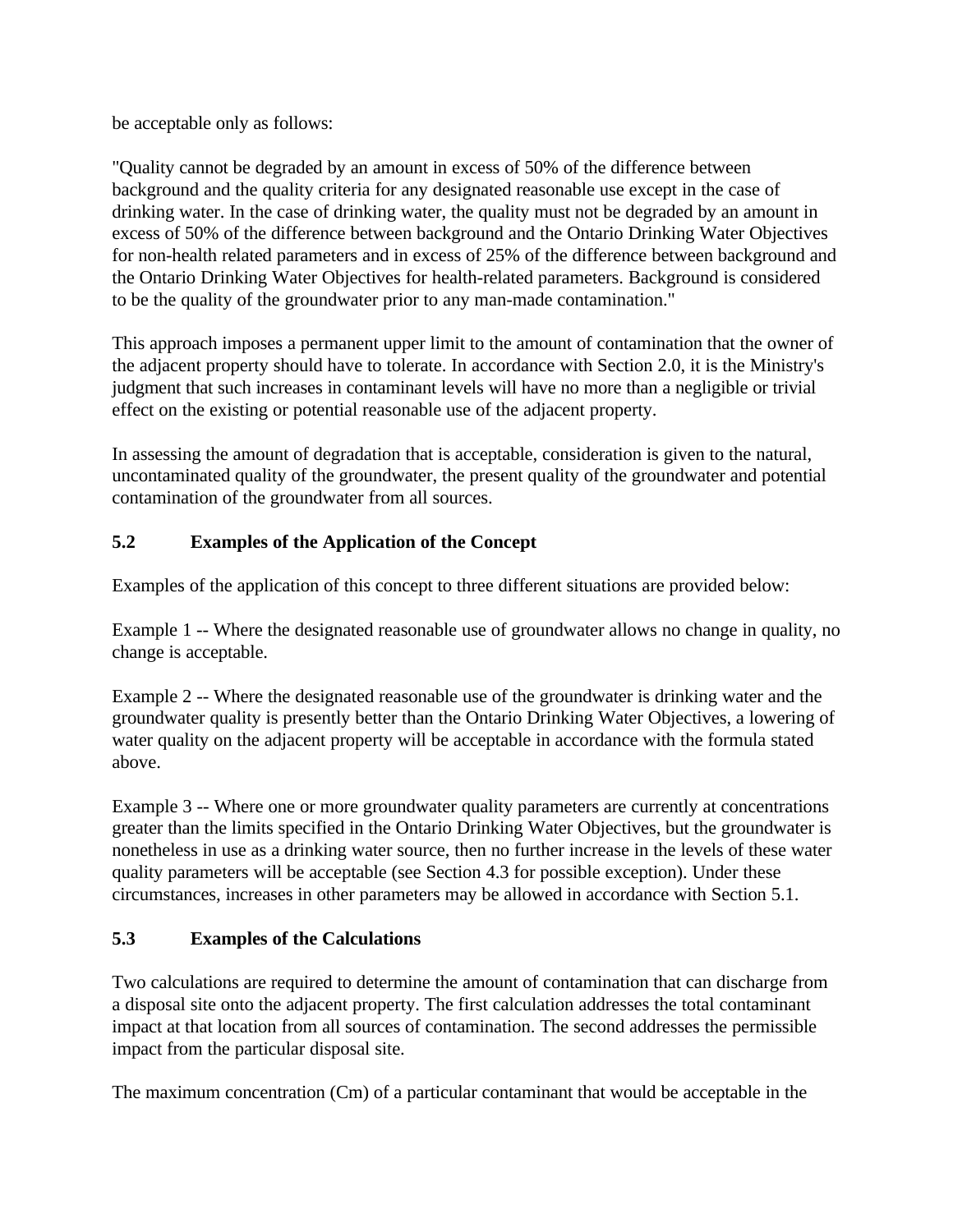be acceptable only as follows:

"Quality cannot be degraded by an amount in excess of 50% of the difference between background and the quality criteria for any designated reasonable use except in the case of drinking water. In the case of drinking water, the quality must not be degraded by an amount in excess of 50% of the difference between background and the Ontario Drinking Water Objectives for non-health related parameters and in excess of 25% of the difference between background and the Ontario Drinking Water Objectives for health-related parameters. Background is considered to be the quality of the groundwater prior to any man-made contamination."

This approach imposes a permanent upper limit to the amount of contamination that the owner of the adjacent property should have to tolerate. In accordance with Section 2.0, it is the Ministry's judgment that such increases in contaminant levels will have no more than a negligible or trivial effect on the existing or potential reasonable use of the adjacent property.

In assessing the amount of degradation that is acceptable, consideration is given to the natural, uncontaminated quality of the groundwater, the present quality of the groundwater and potential contamination of the groundwater from all sources.

## 5.2 Examples of the Application of the Concept

Examples of the application of this concept to three different situations are provided below:

Example 1 -- Where the designated reasonable use of groundwater allows no change in quality, no change is acceptable.

Example 2 -- Where the designated reasonable use of the groundwater is drinking water and the groundwater quality is presently better than the Ontario Drinking Water Objectives, a lowering of water quality on the adjacent property will be acceptable in accordance with the formula stated above.

Example 3 -- Where one or more groundwater quality parameters are currently at concentrations greater than the limits specified in the Ontario Drinking Water Objectives, but the groundwater is nonetheless in use as a drinking water source, then no further increase in the levels of these water quality parameters will be acceptable (see Section 4.3 for possible exception). Under these circumstances, increases in other parameters may be allowed in accordance with Section 5.1.

## 5.3 Examples of the Calculations

Two calculations are required to determine the amount of contamination that can discharge from a disposal site onto the adjacent property. The first calculation addresses the total contaminant impact at that location from all sources of contamination. The second addresses the permissible impact from the particular disposal site.

The maximum concentration ($C_m$) of a particular contaminant that would be acceptable in the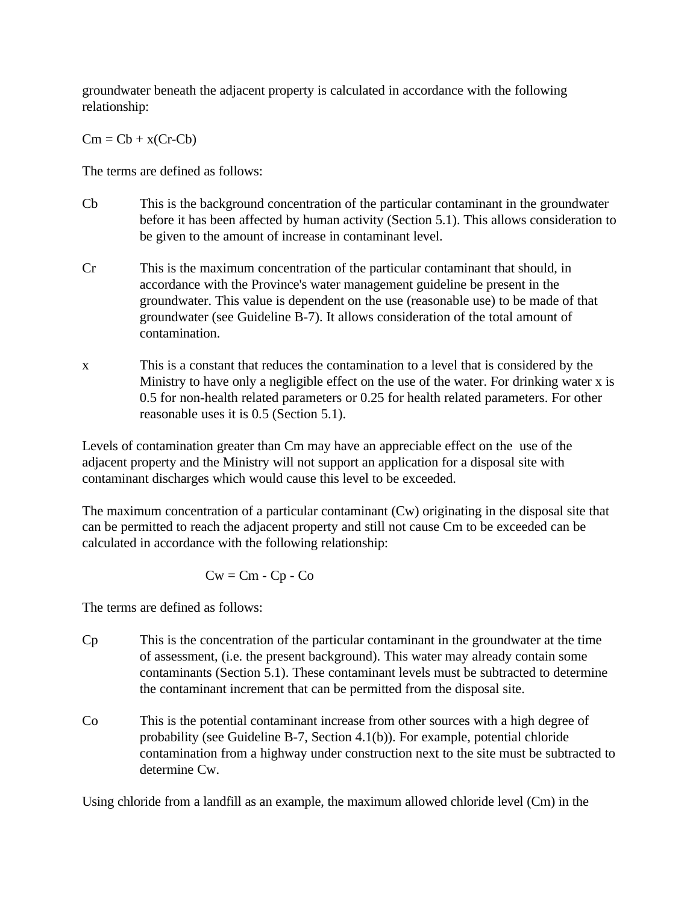groundwater beneath the adjacent property is calculated in accordance with the following relationship:

$$C_m = C_b + x(C_r - C_b)$$

The terms are defined as follows:

- $C_b$ — This is the background concentration of the particular contaminant in the groundwater before it has been affected by human activity (Section 5.1). This allows consideration to be given to the amount of increase in contaminant level.

- $C_r$ — This is the maximum concentration of the particular contaminant that should, in accordance with the Province's water management guideline be present in the groundwater. This value is dependent on the use (reasonable use) to be made of that groundwater (see Guideline B-7). It allows consideration of the total amount of contamination.

- $x$ — This is a constant that reduces the contamination to a level that is considered by the Ministry to have only a negligible effect on the use of the water. For drinking water x is 0.5 for non-health related parameters or 0.25 for health related parameters. For other reasonable uses it is 0.5 (Section 5.1).

Levels of contamination greater than Cm may have an appreciable effect on the use of the adjacent property and the Ministry will not support an application for a disposal site with contaminant discharges which would cause this level to be exceeded.

The maximum concentration of a particular contaminant (Cw) originating in the disposal site that can be permitted to reach the adjacent property and still not cause Cm to be exceeded can be calculated in accordance with the following relationship:

$$C_w = C_m - C_p - C_o$$

The terms are defined as follows:

- $C_p$ — This is the concentration of the particular contaminant in the groundwater at the time of assessment, (i.e. the present background). This water may already contain some contaminants (Section 5.1). These contaminant levels must be subtracted to determine the contaminant increment that can be permitted from the disposal site.

- $C_o$ — This is the potential contaminant increase from other sources with a high degree of probability (see Guideline B-7, Section 4.1(b)). For example, potential chloride contamination from a highway under construction next to the site must be subtracted to determine Cw.

Using chloride from a landfill as an example, the maximum allowed chloride level (Cm) in the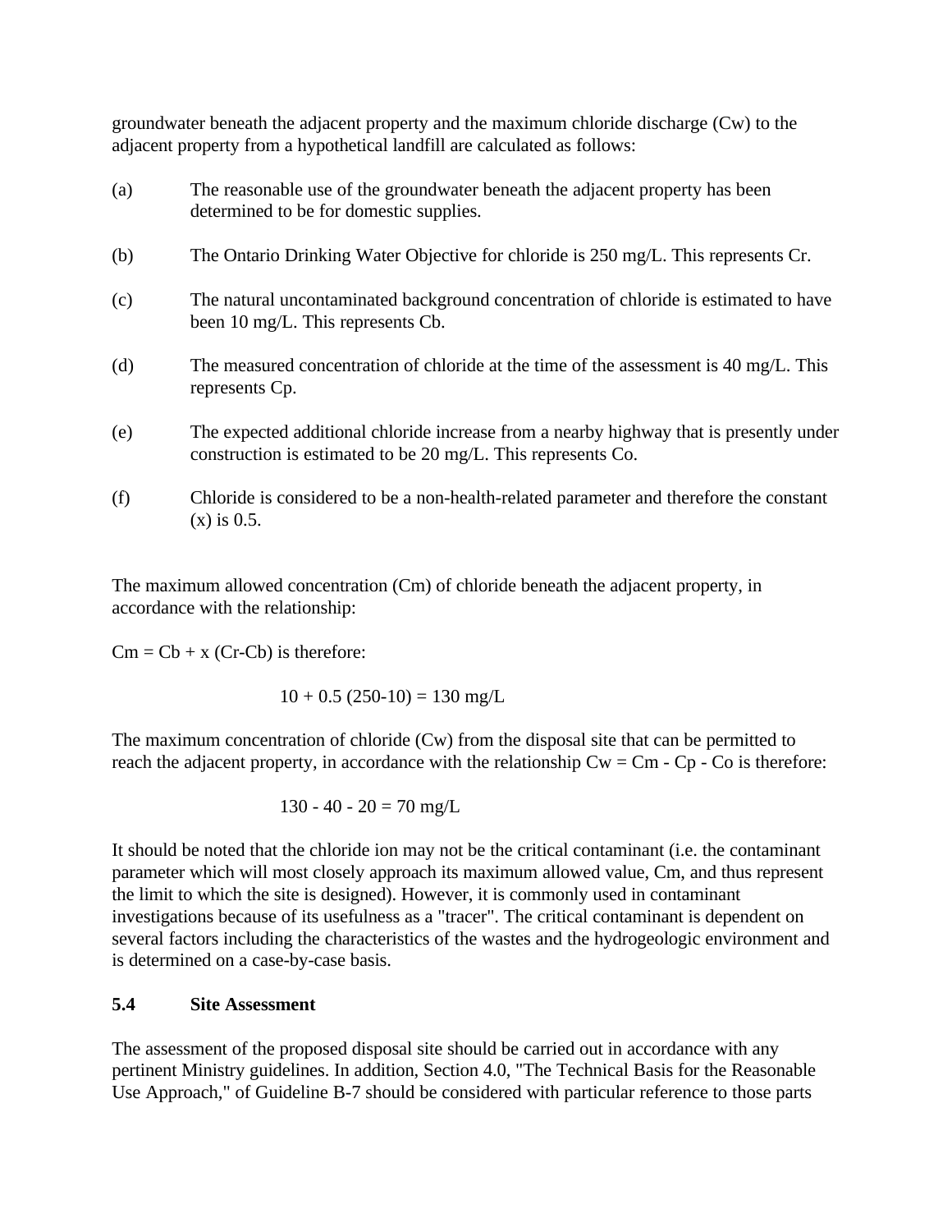groundwater beneath the adjacent property and the maximum chloride discharge (Cw) to the adjacent property from a hypothetical landfill are calculated as follows:

(a) The reasonable use of the groundwater beneath the adjacent property has been determined to be for domestic supplies.

(b) The Ontario Drinking Water Objective for chloride is 250 mg/L. This represents Cr.

(c) The natural uncontaminated background concentration of chloride is estimated to have been 10 mg/L. This represents Cb.

(d) The measured concentration of chloride at the time of the assessment is 40 mg/L. This represents Cp.

(e) The expected additional chloride increase from a nearby highway that is presently under construction is estimated to be 20 mg/L. This represents Co.

(f) Chloride is considered to be a non-health-related parameter and therefore the constant (x) is 0.5.

The maximum allowed concentration (Cm) of chloride beneath the adjacent property, in accordance with the relationship:

$Cm = Cb + x (Cr-Cb)$ is therefore:

$$10 + 0.5\,(250-10) = 130 \text{ mg/L}$$

The maximum concentration of chloride (Cw) from the disposal site that can be permitted to reach the adjacent property, in accordance with the relationship $Cw = Cm - Cp - Co$ is therefore:

$$130 - 40 - 20 = 70 \text{ mg/L}$$

It should be noted that the chloride ion may not be the critical contaminant (i.e. the contaminant parameter which will most closely approach its maximum allowed value, Cm, and thus represent the limit to which the site is designed). However, it is commonly used in contaminant investigations because of its usefulness as a "tracer". The critical contaminant is dependent on several factors including the characteristics of the wastes and the hydrogeologic environment and is determined on a case-by-case basis.

## 5.4 Site Assessment

The assessment of the proposed disposal site should be carried out in accordance with any pertinent Ministry guidelines. In addition, Section 4.0, "The Technical Basis for the Reasonable Use Approach," of Guideline B-7 should be considered with particular reference to those parts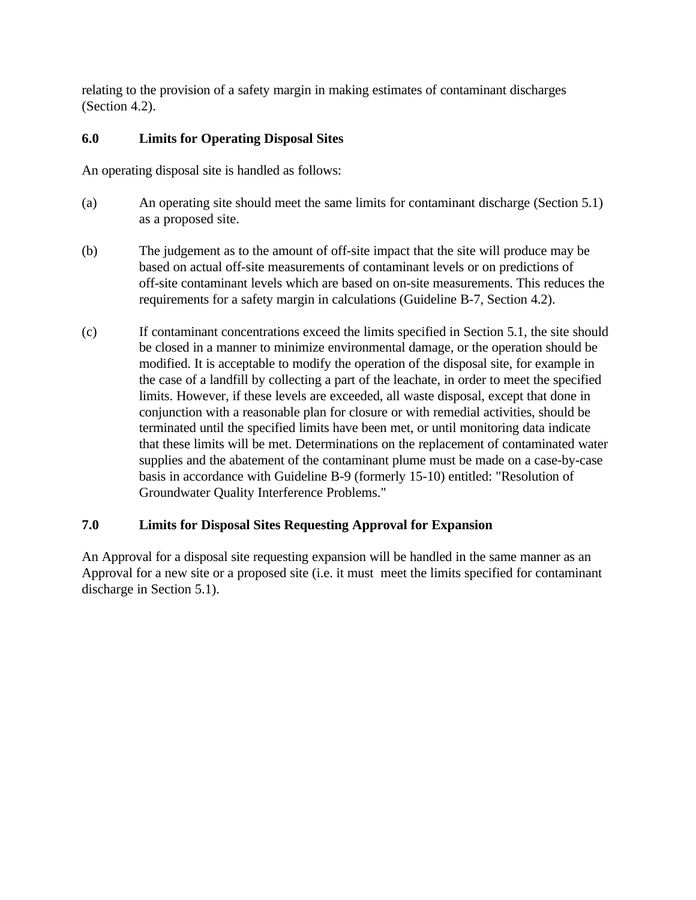relating to the provision of a safety margin in making estimates of contaminant discharges (Section 4.2).

## 6.0 Limits for Operating Disposal Sites

An operating disposal site is handled as follows:

(a) An operating site should meet the same limits for contaminant discharge (Section 5.1) as a proposed site.

(b) The judgement as to the amount of off-site impact that the site will produce may be based on actual off-site measurements of contaminant levels or on predictions of off-site contaminant levels which are based on on-site measurements. This reduces the requirements for a safety margin in calculations (Guideline B-7, Section 4.2).

(c) If contaminant concentrations exceed the limits specified in Section 5.1, the site should be closed in a manner to minimize environmental damage, or the operation should be modified. It is acceptable to modify the operation of the disposal site, for example in the case of a landfill by collecting a part of the leachate, in order to meet the specified limits. However, if these levels are exceeded, all waste disposal, except that done in conjunction with a reasonable plan for closure or with remedial activities, should be terminated until the specified limits have been met, or until monitoring data indicate that these limits will be met. Determinations on the replacement of contaminated water supplies and the abatement of the contaminant plume must be made on a case-by-case basis in accordance with Guideline B-9 (formerly 15-10) entitled: "Resolution of Groundwater Quality Interference Problems."

## 7.0 Limits for Disposal Sites Requesting Approval for Expansion

An Approval for a disposal site requesting expansion will be handled in the same manner as an Approval for a new site or a proposed site (i.e. it must meet the limits specified for contaminant discharge in Section 5.1).